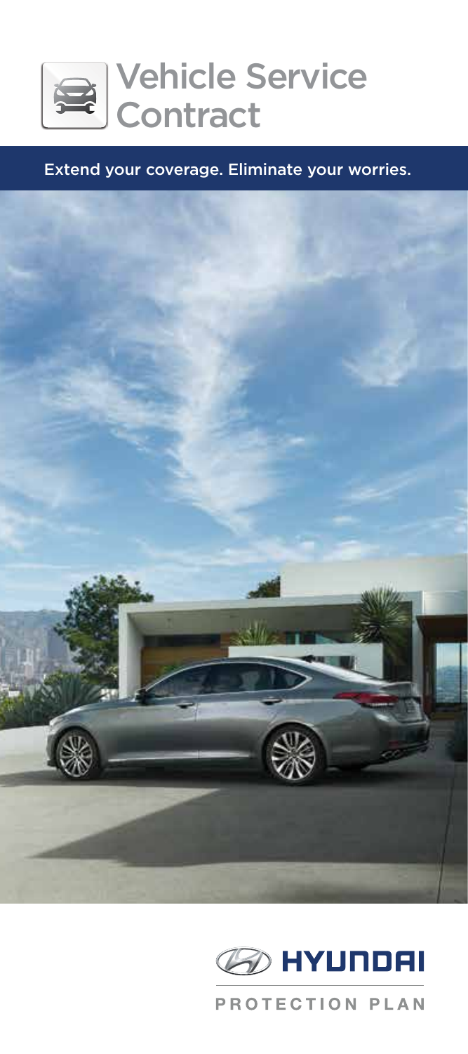# Vehicle Service Contract

Extend your coverage. Eliminate your worries.

HYUNDAI

PROTECTION PLAN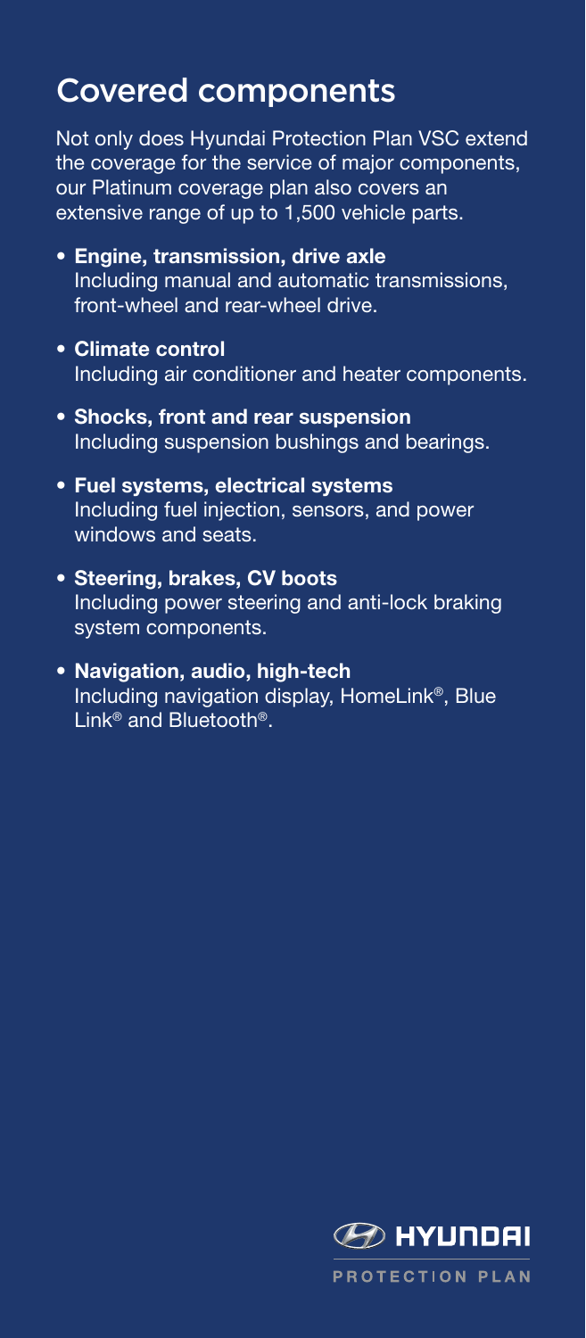# Covered components

Not only does Hyundai Protection Plan VSC extend the coverage for the service of major components, our Platinum coverage plan also covers an extensive range of up to 1,500 vehicle parts.

- **Engine, transmission, drive axle**
  Including manual and automatic transmissions, front-wheel and rear-wheel drive.
- **Climate control**
  Including air conditioner and heater components.
- **Shocks, front and rear suspension**
  Including suspension bushings and bearings.
- **Fuel systems, electrical systems**
  Including fuel injection, sensors, and power windows and seats.
- **Steering, brakes, CV boots**
  Including power steering and anti-lock braking system components.
- **Navigation, audio, high-tech**
  Including navigation display, HomeLink®, Blue Link® and Bluetooth®.

HYUNDAI PROTECTION PLAN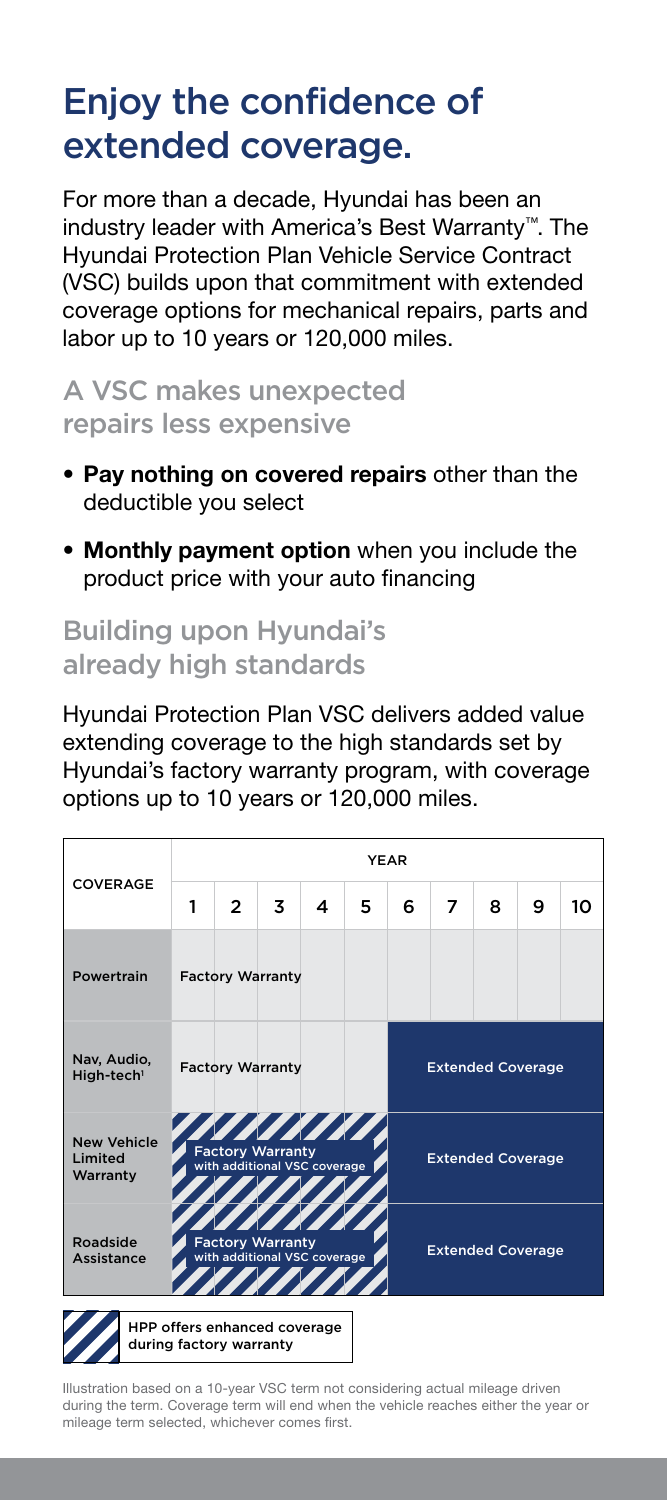# Enjoy the confidence of extended coverage.

For more than a decade, Hyundai has been an industry leader with America's Best Warranty™. The Hyundai Protection Plan Vehicle Service Contract (VSC) builds upon that commitment with extended coverage options for mechanical repairs, parts and labor up to 10 years or 120,000 miles.

## A VSC makes unexpected repairs less expensive

- **Pay nothing on covered repairs** other than the deductible you select
- **Monthly payment option** when you include the product price with your auto financing

## Building upon Hyundai's already high standards

Hyundai Protection Plan VSC delivers added value extending coverage to the high standards set by Hyundai's factory warranty program, with coverage options up to 10 years or 120,000 miles.

| COVERAGE | YEAR | | | | | | | | | |
|---|---|---|---|---|---|---|---|---|---|---|
| | 1 | 2 | 3 | 4 | 5 | 6 | 7 | 8 | 9 | 10 |
| Powertrain | Factory Warranty | | | | | | | | | |
| Nav, Audio, High-tech[1] | Factory Warranty | | | | | Extended Coverage | | | | |
| New Vehicle Limited Warranty | Factory Warranty with additional VSC coverage | | | | | Extended Coverage | | | | |
| Roadside Assistance | Factory Warranty with additional VSC coverage | | | | | Extended Coverage | | | | |

HPP offers enhanced coverage during factory warranty

Illustration based on a 10-year VSC term not considering actual mileage driven during the term. Coverage term will end when the vehicle reaches either the year or mileage term selected, whichever comes first.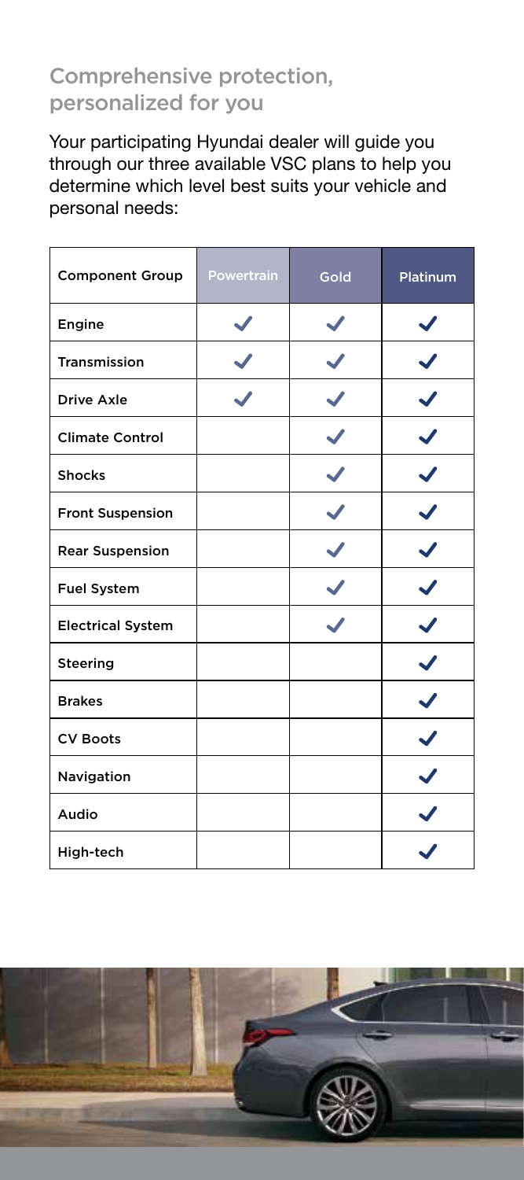## Comprehensive protection, personalized for you

Your participating Hyundai dealer will guide you through our three available VSC plans to help you determine which level best suits your vehicle and personal needs:

| Component Group | Powertrain | Gold | Platinum |
|---|---|---|---|
| Engine | ✓ | ✓ | ✓ |
| Transmission | ✓ | ✓ | ✓ |
| Drive Axle | ✓ | ✓ | ✓ |
| Climate Control | | ✓ | ✓ |
| Shocks | | ✓ | ✓ |
| Front Suspension | | ✓ | ✓ |
| Rear Suspension | | ✓ | ✓ |
| Fuel System | | ✓ | ✓ |
| Electrical System | | ✓ | ✓ |
| Steering | | | ✓ |
| Brakes | | | ✓ |
| CV Boots | | | ✓ |
| Navigation | | | ✓ |
| Audio | | | ✓ |
| High-tech | | | ✓ |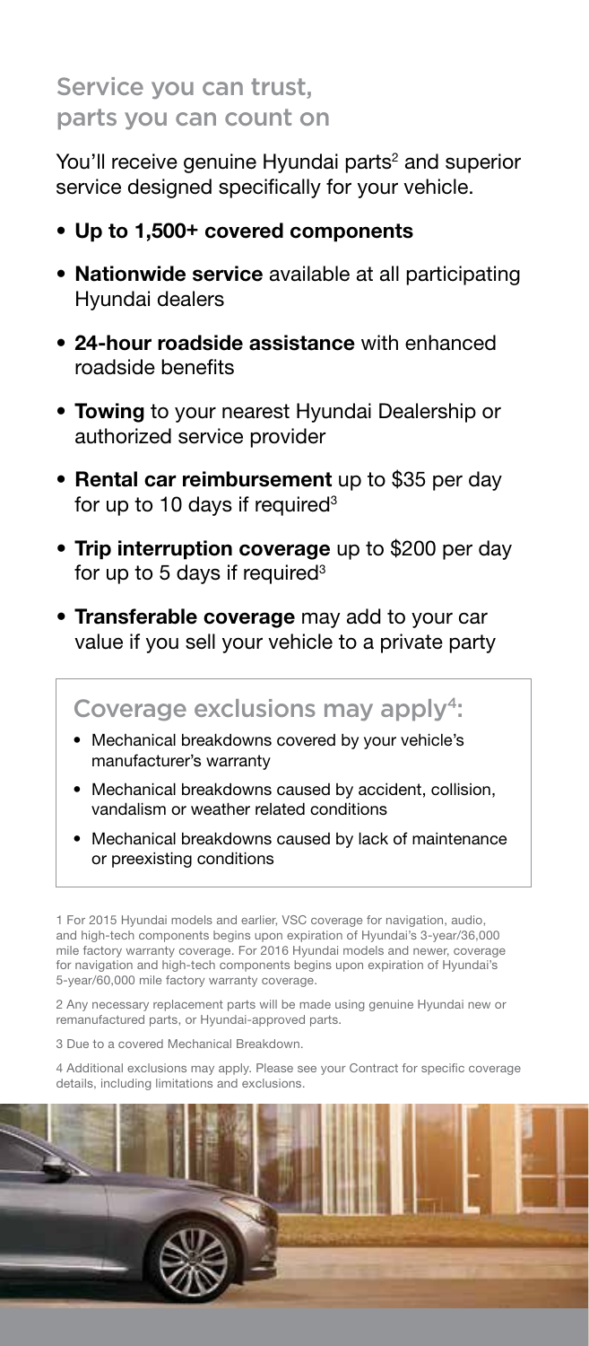## Service you can trust, parts you can count on

You'll receive genuine Hyundai parts[2] and superior service designed specifically for your vehicle.

- **Up to 1,500+ covered components**
- **Nationwide service** available at all participating Hyundai dealers
- **24-hour roadside assistance** with enhanced roadside benefits
- **Towing** to your nearest Hyundai Dealership or authorized service provider
- **Rental car reimbursement** up to $35 per day for up to 10 days if required[3]
- **Trip interruption coverage** up to $200 per day for up to 5 days if required[3]
- **Transferable coverage** may add to your car value if you sell your vehicle to a private party

### Coverage exclusions may apply[4]:

- Mechanical breakdowns covered by your vehicle's manufacturer's warranty
- Mechanical breakdowns caused by accident, collision, vandalism or weather related conditions
- Mechanical breakdowns caused by lack of maintenance or preexisting conditions

1 For 2015 Hyundai models and earlier, VSC coverage for navigation, audio, and high-tech components begins upon expiration of Hyundai's 3-year/36,000 mile factory warranty coverage. For 2016 Hyundai models and newer, coverage for navigation and high-tech components begins upon expiration of Hyundai's 5-year/60,000 mile factory warranty coverage.

2 Any necessary replacement parts will be made using genuine Hyundai new or remanufactured parts, or Hyundai-approved parts.

3 Due to a covered Mechanical Breakdown.

4 Additional exclusions may apply. Please see your Contract for specific coverage details, including limitations and exclusions.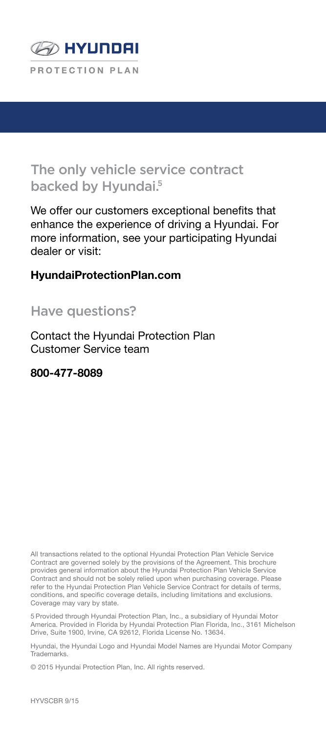HYUNDAI

PROTECTION PLAN

## The only vehicle service contract backed by Hyundai.[5]

We offer our customers exceptional benefits that enhance the experience of driving a Hyundai. For more information, see your participating Hyundai dealer or visit:

**HyundaiProtectionPlan.com**

## Have questions?

Contact the Hyundai Protection Plan Customer Service team

**800-477-8089**

All transactions related to the optional Hyundai Protection Plan Vehicle Service Contract are governed solely by the provisions of the Agreement. This brochure provides general information about the Hyundai Protection Plan Vehicle Service Contract and should not be solely relied upon when purchasing coverage. Please refer to the Hyundai Protection Plan Vehicle Service Contract for details of terms, conditions, and specific coverage details, including limitations and exclusions. Coverage may vary by state.

5 Provided through Hyundai Protection Plan, Inc., a subsidiary of Hyundai Motor America. Provided in Florida by Hyundai Protection Plan Florida, Inc., 3161 Michelson Drive, Suite 1900, Irvine, CA 92612, Florida License No. 13634.

Hyundai, the Hyundai Logo and Hyundai Model Names are Hyundai Motor Company Trademarks.

© 2015 Hyundai Protection Plan, Inc. All rights reserved.

HYVSCBR 9/15